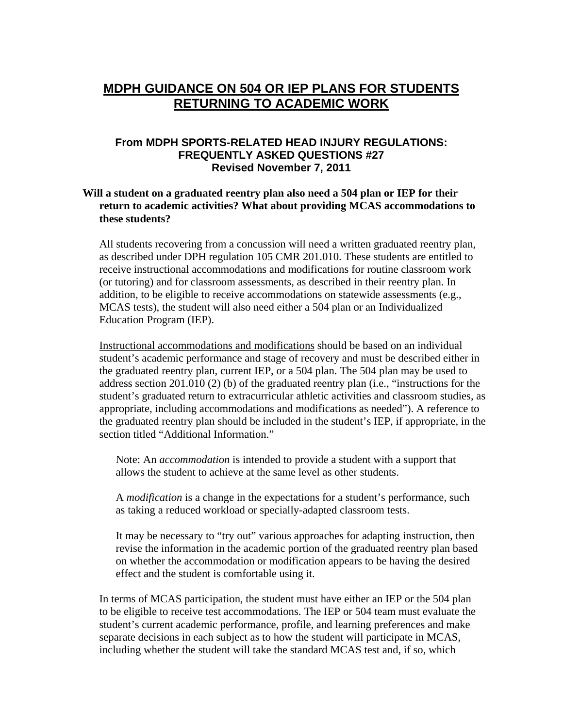# MDPH GUIDANCE ON 504 OR IEP PLANS FOR STUDENTS RETURNING TO ACADEMIC WORK

### From MDPH SPORTS-RELATED HEAD INJURY REGULATIONS: FREQUENTLY ASKED QUESTIONS #27 Revised November 7, 2011

**Will a student on a graduated reentry plan also need a 504 plan or IEP for their return to academic activities? What about providing MCAS accommodations to these students?**

All students recovering from a concussion will need a written graduated reentry plan, as described under DPH regulation 105 CMR 201.010. These students are entitled to receive instructional accommodations and modifications for routine classroom work (or tutoring) and for classroom assessments, as described in their reentry plan. In addition, to be eligible to receive accommodations on statewide assessments (e.g., MCAS tests), the student will also need either a 504 plan or an Individualized Education Program (IEP).

<u>Instructional accommodations and modifications</u> should be based on an individual student's academic performance and stage of recovery and must be described either in the graduated reentry plan, current IEP, or a 504 plan. The 504 plan may be used to address section 201.010 (2) (b) of the graduated reentry plan (i.e., "instructions for the student's graduated return to extracurricular athletic activities and classroom studies, as appropriate, including accommodations and modifications as needed"). A reference to the graduated reentry plan should be included in the student's IEP, if appropriate, in the section titled "Additional Information."

> Note: An *accommodation* is intended to provide a student with a support that allows the student to achieve at the same level as other students.
>
> A *modification* is a change in the expectations for a student's performance, such as taking a reduced workload or specially-adapted classroom tests.
>
> It may be necessary to "try out" various approaches for adapting instruction, then revise the information in the academic portion of the graduated reentry plan based on whether the accommodation or modification appears to be having the desired effect and the student is comfortable using it.

<u>In terms of MCAS participation</u>, the student must have either an IEP or the 504 plan to be eligible to receive test accommodations. The IEP or 504 team must evaluate the student's current academic performance, profile, and learning preferences and make separate decisions in each subject as to how the student will participate in MCAS, including whether the student will take the standard MCAS test and, if so, which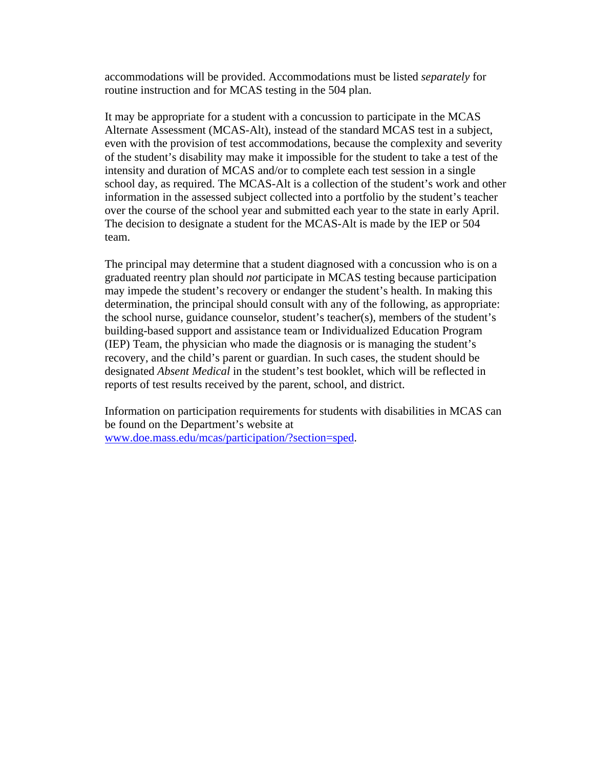accommodations will be provided. Accommodations must be listed *separately* for routine instruction and for MCAS testing in the 504 plan.

It may be appropriate for a student with a concussion to participate in the MCAS Alternate Assessment (MCAS-Alt), instead of the standard MCAS test in a subject, even with the provision of test accommodations, because the complexity and severity of the student's disability may make it impossible for the student to take a test of the intensity and duration of MCAS and/or to complete each test session in a single school day, as required. The MCAS-Alt is a collection of the student's work and other information in the assessed subject collected into a portfolio by the student's teacher over the course of the school year and submitted each year to the state in early April. The decision to designate a student for the MCAS-Alt is made by the IEP or 504 team.

The principal may determine that a student diagnosed with a concussion who is on a graduated reentry plan should *not* participate in MCAS testing because participation may impede the student's recovery or endanger the student's health. In making this determination, the principal should consult with any of the following, as appropriate: the school nurse, guidance counselor, student's teacher(s), members of the student's building-based support and assistance team or Individualized Education Program (IEP) Team, the physician who made the diagnosis or is managing the student's recovery, and the child's parent or guardian. In such cases, the student should be designated *Absent Medical* in the student's test booklet, which will be reflected in reports of test results received by the parent, school, and district.

Information on participation requirements for students with disabilities in MCAS can be found on the Department's website at [www.doe.mass.edu/mcas/participation/?section=sped](www.doe.mass.edu/mcas/participation/?section=sped).